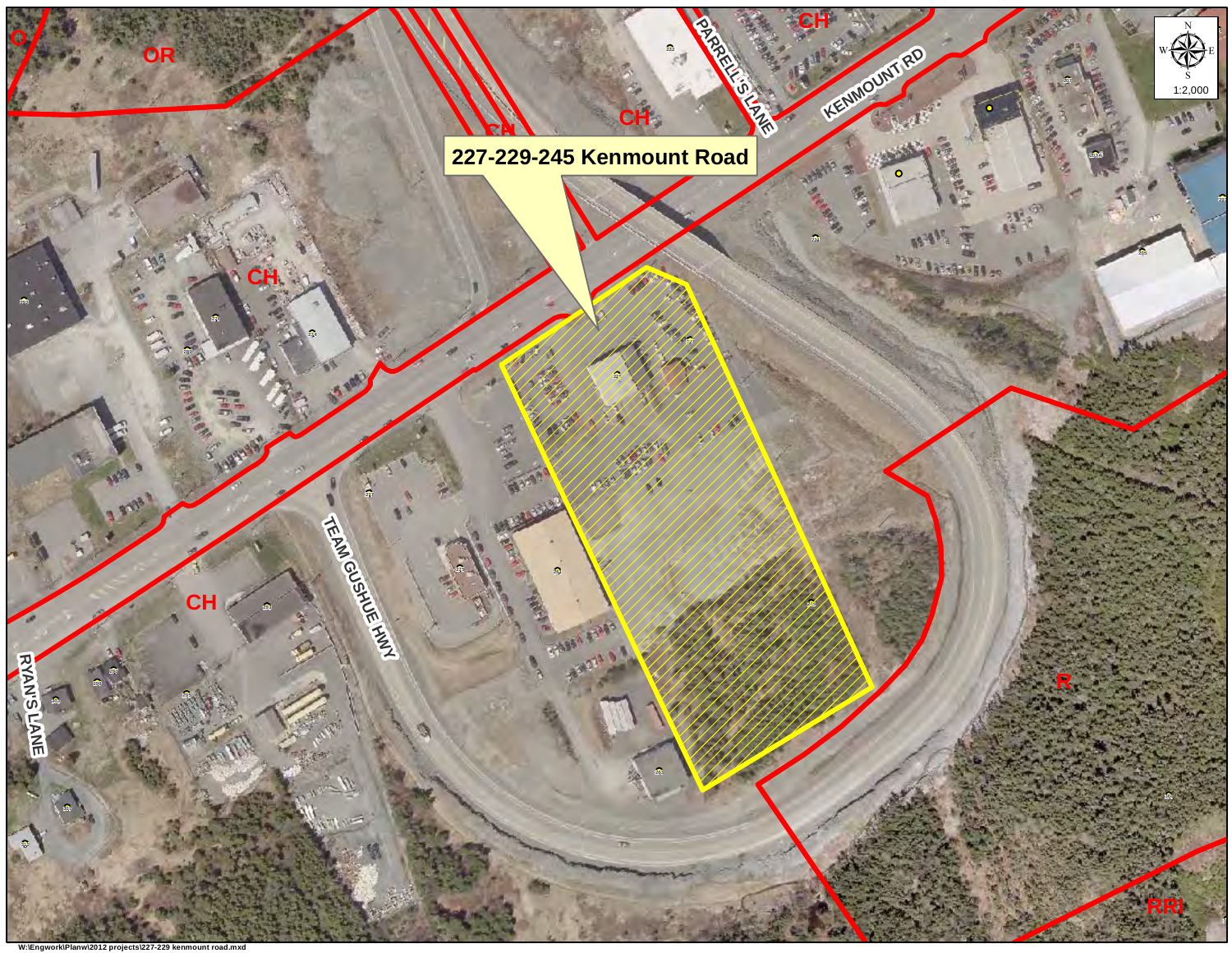# 227-229-245 Kenmount Road

KENMOUNT RD

PARRELL'S LANE

TEAM GUSHUE HWY

RYAN'S LANE

O

OR

CH

CH

CH

CH

CH

R

RRI

1:2,000

W:\Engwork\Planw\2012 projects\227-229 kenmount road.mxd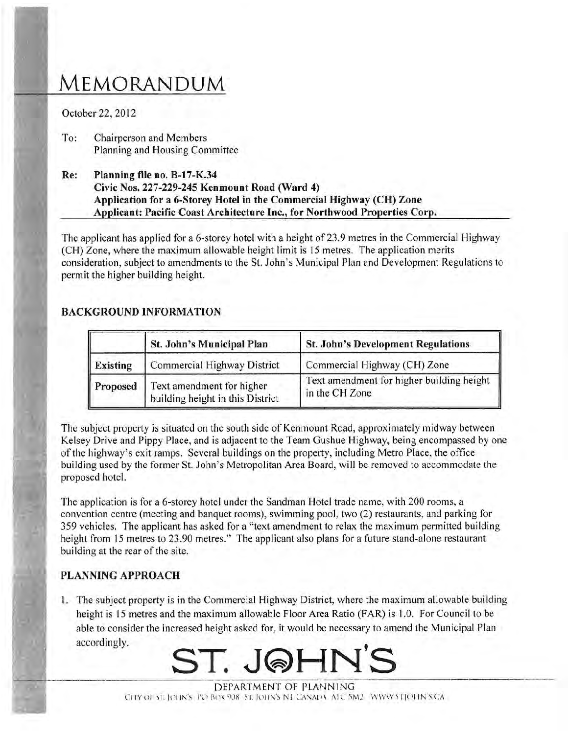# MEMORANDUM

October 22, 2012

To: Chairperson and Members
Planning and Housing Committee

**Re: Planning file no. B-17-K.34**
**Civic Nos. 227-229-245 Kenmount Road (Ward 4)**
**Application for a 6-Storey Hotel in the Commercial Highway (CH) Zone**
**Applicant: Pacific Coast Architecture Inc., for Northwood Properties Corp.**

The applicant has applied for a 6-storey hotel with a height of 23.9 metres in the Commercial Highway (CH) Zone, where the maximum allowable height limit is 15 metres. The application merits consideration, subject to amendments to the St. John's Municipal Plan and Development Regulations to permit the higher building height.

## BACKGROUND INFORMATION

| | St. John's Municipal Plan | St. John's Development Regulations |
|---|---|---|
| **Existing** | Commercial Highway District | Commercial Highway (CH) Zone |
| **Proposed** | Text amendment for higher building height in this District | Text amendment for higher building height in the CH Zone |

The subject property is situated on the south side of Kenmount Road, approximately midway between Kelsey Drive and Pippy Place, and is adjacent to the Team Gushue Highway, being encompassed by one of the highway's exit ramps. Several buildings on the property, including Metro Place, the office building used by the former St. John's Metropolitan Area Board, will be removed to accommodate the proposed hotel.

The application is for a 6-storey hotel under the Sandman Hotel trade name, with 200 rooms, a convention centre (meeting and banquet rooms), swimming pool, two (2) restaurants, and parking for 359 vehicles. The applicant has asked for a "text amendment to relax the maximum permitted building height from 15 metres to 23.90 metres." The applicant also plans for a future stand-alone restaurant building at the rear of the site.

## PLANNING APPROACH

1. The subject property is in the Commercial Highway District, where the maximum allowable building height is 15 metres and the maximum allowable Floor Area Ratio (FAR) is 1.0. For Council to be able to consider the increased height asked for, it would be necessary to amend the Municipal Plan accordingly.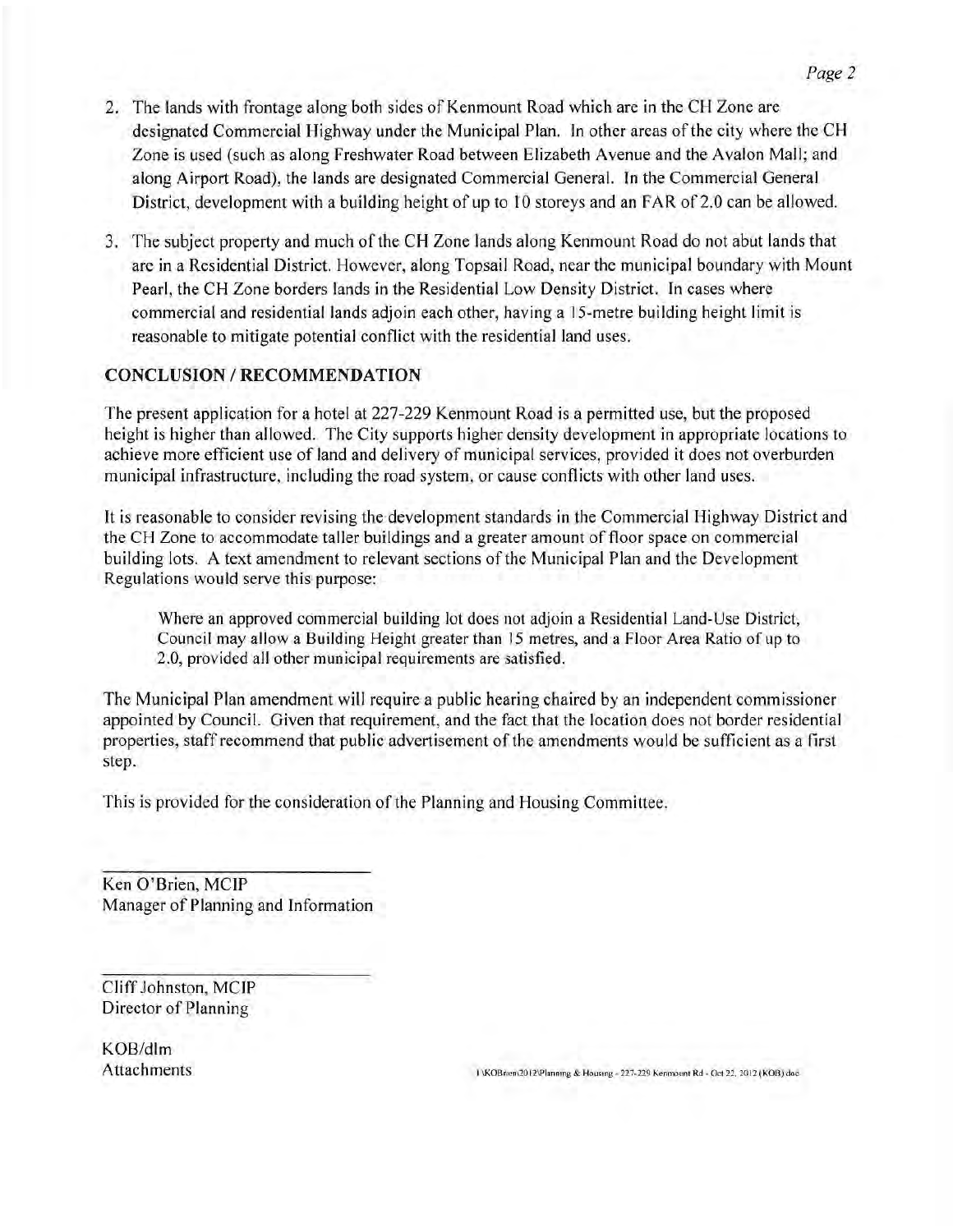2. The lands with frontage along both sides of Kenmount Road which are in the CH Zone are designated Commercial Highway under the Municipal Plan. In other areas of the city where the CH Zone is used (such as along Freshwater Road between Elizabeth Avenue and the Avalon Mall; and along Airport Road), the lands are designated Commercial General. In the Commercial General District, development with a building height of up to 10 storeys and an FAR of 2.0 can be allowed.

3. The subject property and much of the CH Zone lands along Kenmount Road do not abut lands that are in a Residential District. However, along Topsail Road, near the municipal boundary with Mount Pearl, the CH Zone borders lands in the Residential Low Density District. In cases where commercial and residential lands adjoin each other, having a 15-metre building height limit is reasonable to mitigate potential conflict with the residential land uses.

## CONCLUSION / RECOMMENDATION

The present application for a hotel at 227-229 Kenmount Road is a permitted use, but the proposed height is higher than allowed. The City supports higher density development in appropriate locations to achieve more efficient use of land and delivery of municipal services, provided it does not overburden municipal infrastructure, including the road system, or cause conflicts with other land uses.

It is reasonable to consider revising the development standards in the Commercial Highway District and the CH Zone to accommodate taller buildings and a greater amount of floor space on commercial building lots. A text amendment to relevant sections of the Municipal Plan and the Development Regulations would serve this purpose:

> Where an approved commercial building lot does not adjoin a Residential Land-Use District, Council may allow a Building Height greater than 15 metres, and a Floor Area Ratio of up to 2.0, provided all other municipal requirements are satisfied.

The Municipal Plan amendment will require a public hearing chaired by an independent commissioner appointed by Council. Given that requirement, and the fact that the location does not border residential properties, staff recommend that public advertisement of the amendments would be sufficient as a first step.

This is provided for the consideration of the Planning and Housing Committee.

Ken O'Brien, MCIP
Manager of Planning and Information

Cliff Johnston, MCIP
Director of Planning

KOB/dlm
Attachments

I:\KOBrien\2012\Planning & Housing - 227-229 Kenmount Rd - Oct 22, 2012 (KOB).doc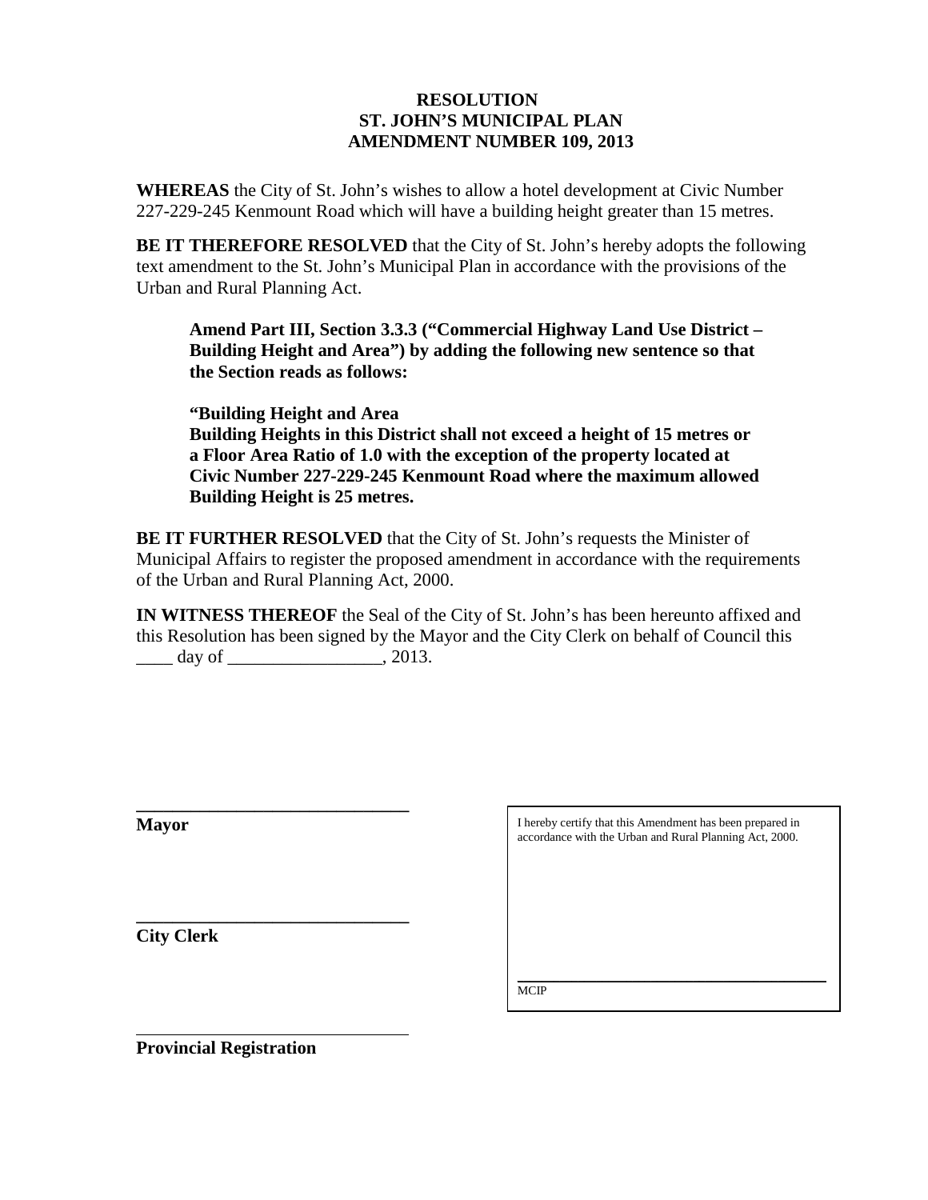**RESOLUTION**
**ST. JOHN'S MUNICIPAL PLAN**
**AMENDMENT NUMBER 109, 2013**

**WHEREAS** the City of St. John's wishes to allow a hotel development at Civic Number 227-229-245 Kenmount Road which will have a building height greater than 15 metres.

**BE IT THEREFORE RESOLVED** that the City of St. John's hereby adopts the following text amendment to the St. John's Municipal Plan in accordance with the provisions of the Urban and Rural Planning Act.

> **Amend Part III, Section 3.3.3 ("Commercial Highway Land Use District – Building Height and Area") by adding the following new sentence so that the Section reads as follows:**
>
> **"Building Height and Area**
> **Building Heights in this District shall not exceed a height of 15 metres or a Floor Area Ratio of 1.0 with the exception of the property located at Civic Number 227-229-245 Kenmount Road where the maximum allowed Building Height is 25 metres.**

**BE IT FURTHER RESOLVED** that the City of St. John's requests the Minister of Municipal Affairs to register the proposed amendment in accordance with the requirements of the Urban and Rural Planning Act, 2000.

**IN WITNESS THEREOF** the Seal of the City of St. John's has been hereunto affixed and this Resolution has been signed by the Mayor and the City Clerk on behalf of Council this ____ day of _________________, 2013.

______________________________
**Mayor**

______________________________
**City Clerk**

______________________________
**Provincial Registration**

I hereby certify that this Amendment has been prepared in accordance with the Urban and Rural Planning Act, 2000.

______________________________
MCIP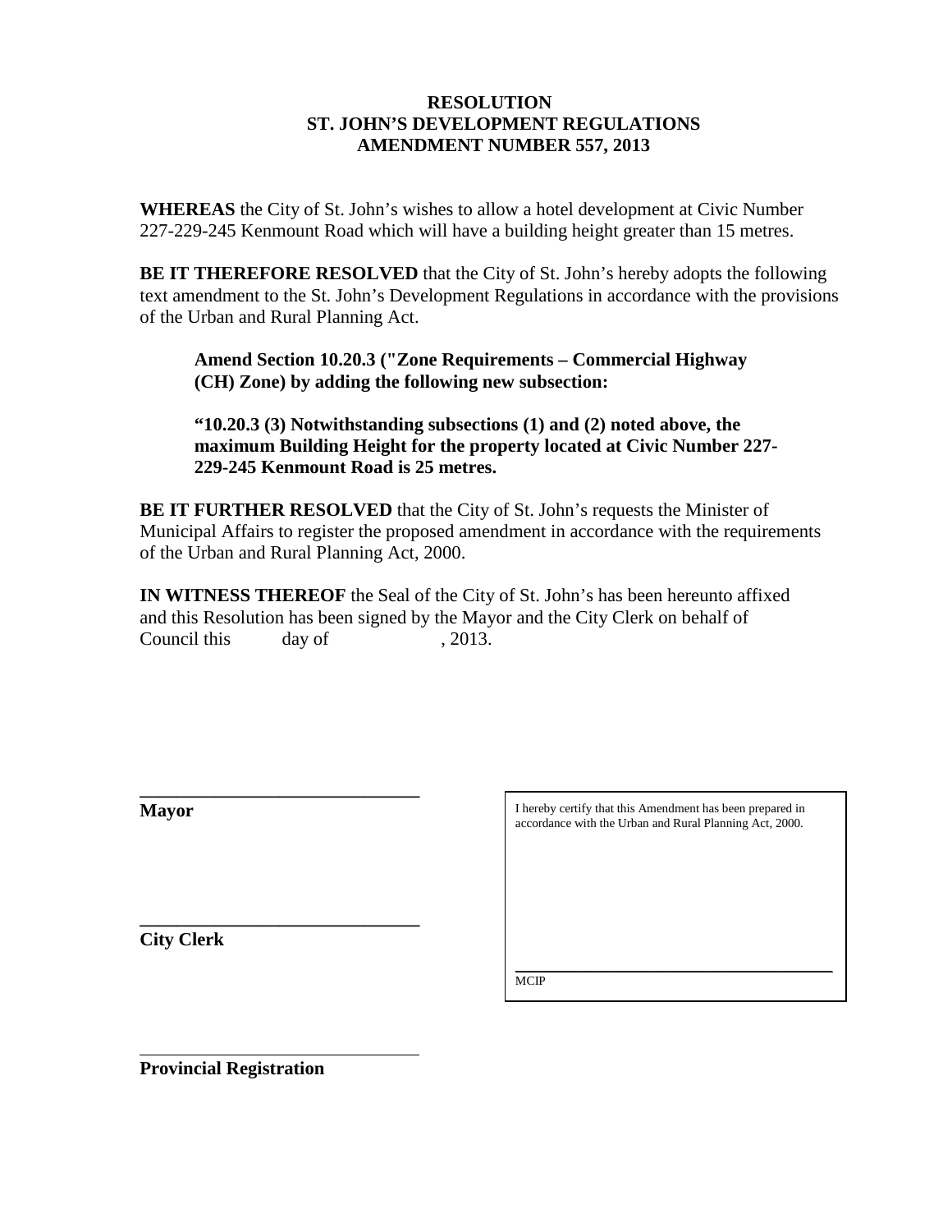**RESOLUTION**
**ST. JOHN'S DEVELOPMENT REGULATIONS**
**AMENDMENT NUMBER 557, 2013**

**WHEREAS** the City of St. John's wishes to allow a hotel development at Civic Number 227-229-245 Kenmount Road which will have a building height greater than 15 metres.

**BE IT THEREFORE RESOLVED** that the City of St. John's hereby adopts the following text amendment to the St. John's Development Regulations in accordance with the provisions of the Urban and Rural Planning Act.

> **Amend Section 10.20.3 ("Zone Requirements – Commercial Highway (CH) Zone) by adding the following new subsection:**
>
> **"10.20.3 (3) Notwithstanding subsections (1) and (2) noted above, the maximum Building Height for the property located at Civic Number 227-229-245 Kenmount Road is 25 metres.**

**BE IT FURTHER RESOLVED** that the City of St. John's requests the Minister of Municipal Affairs to register the proposed amendment in accordance with the requirements of the Urban and Rural Planning Act, 2000.

**IN WITNESS THEREOF** the Seal of the City of St. John's has been hereunto affixed and this Resolution has been signed by the Mayor and the City Clerk on behalf of Council this day of , 2013.

______________________________
**Mayor**

______________________________
**City Clerk**

I hereby certify that this Amendment has been prepared in accordance with the Urban and Rural Planning Act, 2000.

______________________________
MCIP

______________________________
**Provincial Registration**